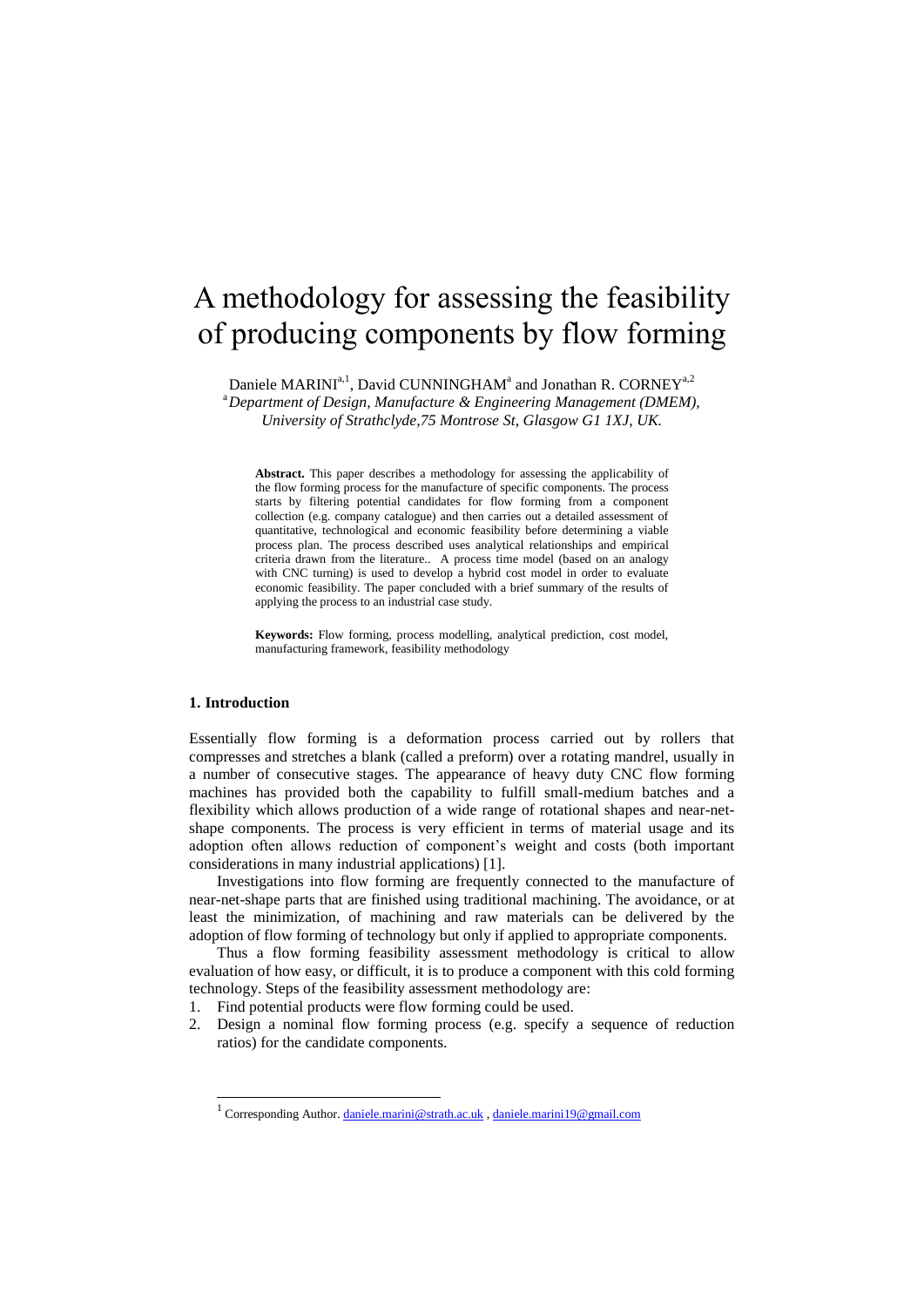# A methodology for assessing the feasibility of producing components by flow forming

Daniele MARINI[a,1], David CUNNINGHAM[a] and Jonathan R. CORNEY[a,2]

[a] *Department of Design, Manufacture & Engineering Management (DMEM), University of Strathclyde,75 Montrose St, Glasgow G1 1XJ, UK.*

**Abstract.** This paper describes a methodology for assessing the applicability of the flow forming process for the manufacture of specific components. The process starts by filtering potential candidates for flow forming from a component collection (e.g. company catalogue) and then carries out a detailed assessment of quantitative, technological and economic feasibility before determining a viable process plan. The process described uses analytical relationships and empirical criteria drawn from the literature.. A process time model (based on an analogy with CNC turning) is used to develop a hybrid cost model in order to evaluate economic feasibility. The paper concluded with a brief summary of the results of applying the process to an industrial case study.

**Keywords:** Flow forming, process modelling, analytical prediction, cost model, manufacturing framework, feasibility methodology

## 1. Introduction

Essentially flow forming is a deformation process carried out by rollers that compresses and stretches a blank (called a preform) over a rotating mandrel, usually in a number of consecutive stages. The appearance of heavy duty CNC flow forming machines has provided both the capability to fulfill small-medium batches and a flexibility which allows production of a wide range of rotational shapes and near-net-shape components. The process is very efficient in terms of material usage and its adoption often allows reduction of component's weight and costs (both important considerations in many industrial applications) [1].

Investigations into flow forming are frequently connected to the manufacture of near-net-shape parts that are finished using traditional machining. The avoidance, or at least the minimization, of machining and raw materials can be delivered by the adoption of flow forming of technology but only if applied to appropriate components.

Thus a flow forming feasibility assessment methodology is critical to allow evaluation of how easy, or difficult, it is to produce a component with this cold forming technology. Steps of the feasibility assessment methodology are:

1. Find potential products were flow forming could be used.
2. Design a nominal flow forming process (e.g. specify a sequence of reduction ratios) for the candidate components.

[1] Corresponding Author. daniele.marini@strath.ac.uk , daniele.marini19@gmail.com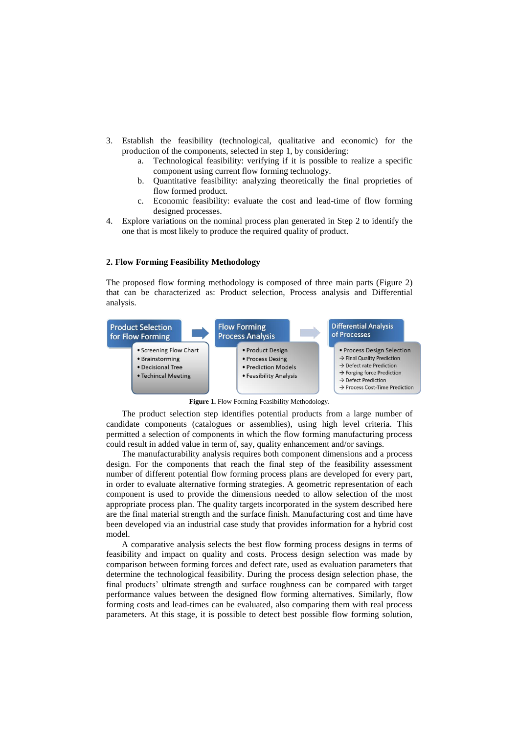3. Establish the feasibility (technological, qualitative and economic) for the production of the components, selected in step 1, by considering:
   a. Technological feasibility: verifying if it is possible to realize a specific component using current flow forming technology.
   b. Quantitative feasibility: analyzing theoretically the final proprieties of flow formed product.
   c. Economic feasibility: evaluate the cost and lead-time of flow forming designed processes.
4. Explore variations on the nominal process plan generated in Step 2 to identify the one that is most likely to produce the required quality of product.

## 2. Flow Forming Feasibility Methodology

The proposed flow forming methodology is composed of three main parts (Figure 2) that can be characterized as: Product selection, Process analysis and Differential analysis.

**Product Selection for Flow Forming**
- Screening Flow Chart
- Brainstorming
- Decisional Tree
- Techincal Meeting

**Flow Forming Process Analysis**
- Product Design
- Process Desing
- Prediction Models
- Feasibility Analysis

**Differential Analysis of Processes**
- Process Design Selection
  - → Final Quality Prediction
  - → Defect rate Prediction
  - → Forging force Prediction
  - → Defect Prediction
  - → Process Cost-Time Prediction

**Figure 1.** Flow Forming Feasibility Methodology.

The product selection step identifies potential products from a large number of candidate components (catalogues or assemblies), using high level criteria. This permitted a selection of components in which the flow forming manufacturing process could result in added value in term of, say, quality enhancement and/or savings.

The manufacturability analysis requires both component dimensions and a process design. For the components that reach the final step of the feasibility assessment number of different potential flow forming process plans are developed for every part, in order to evaluate alternative forming strategies. A geometric representation of each component is used to provide the dimensions needed to allow selection of the most appropriate process plan. The quality targets incorporated in the system described here are the final material strength and the surface finish. Manufacturing cost and time have been developed via an industrial case study that provides information for a hybrid cost model.

A comparative analysis selects the best flow forming process designs in terms of feasibility and impact on quality and costs. Process design selection was made by comparison between forming forces and defect rate, used as evaluation parameters that determine the technological feasibility. During the process design selection phase, the final products' ultimate strength and surface roughness can be compared with target performance values between the designed flow forming alternatives. Similarly, flow forming costs and lead-times can be evaluated, also comparing them with real process parameters. At this stage, it is possible to detect best possible flow forming solution,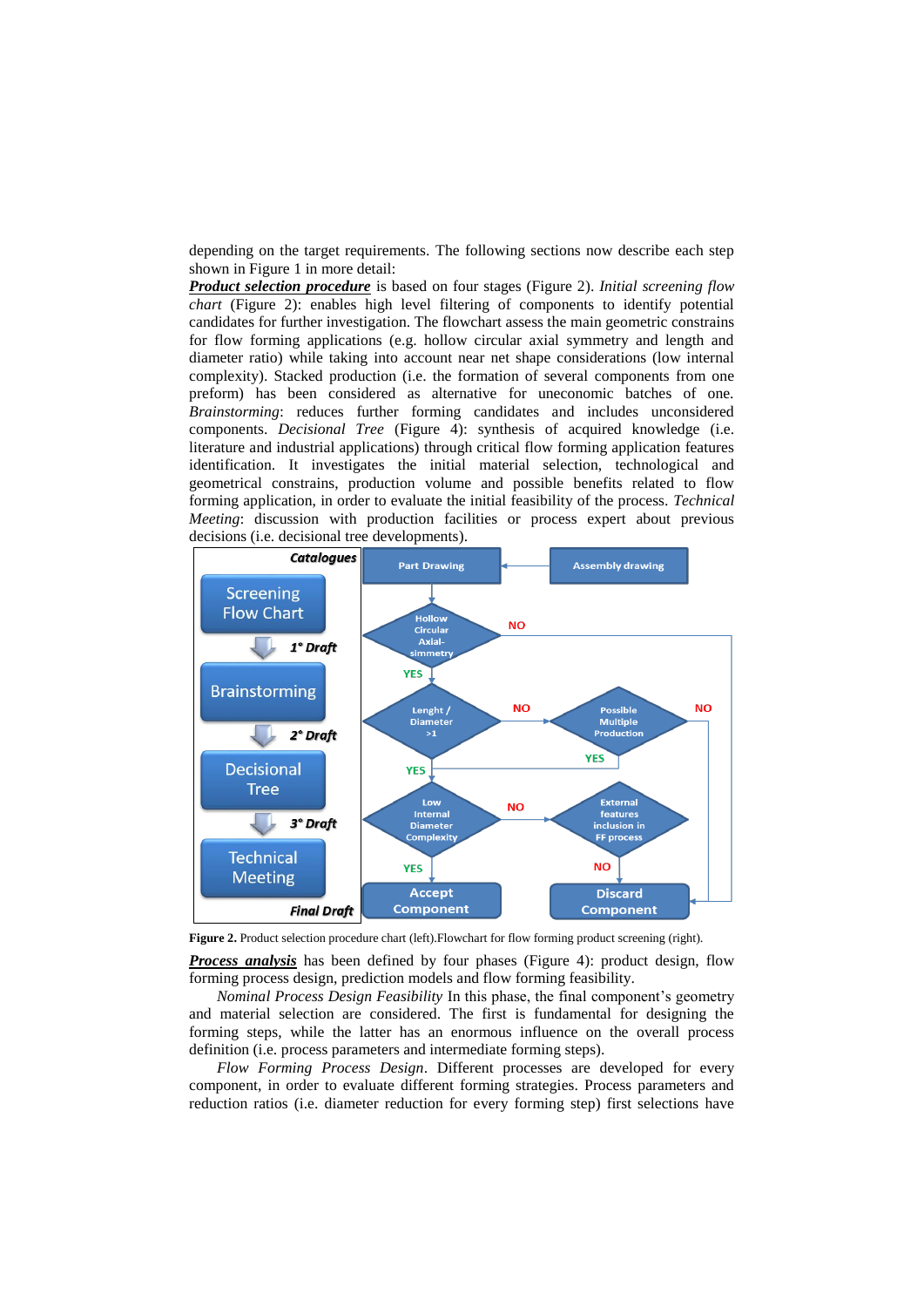depending on the target requirements. The following sections now describe each step shown in Figure 1 in more detail:

***Product selection procedure*** is based on four stages (Figure 2). *Initial screening flow chart* (Figure 2): enables high level filtering of components to identify potential candidates for further investigation. The flowchart assess the main geometric constrains for flow forming applications (e.g. hollow circular axial symmetry and length and diameter ratio) while taking into account near net shape considerations (low internal complexity). Stacked production (i.e. the formation of several components from one preform) has been considered as alternative for uneconomic batches of one. *Brainstorming*: reduces further forming candidates and includes unconsidered components. *Decisional Tree* (Figure 4): synthesis of acquired knowledge (i.e. literature and industrial applications) through critical flow forming application features identification. It investigates the initial material selection, technological and geometrical constrains, production volume and possible benefits related to flow forming application, in order to evaluate the initial feasibility of the process. *Technical Meeting*: discussion with production facilities or process expert about previous decisions (i.e. decisional tree developments).

**Figure 2.** Product selection procedure chart (left).Flowchart for flow forming product screening (right).

***Process analysis*** has been defined by four phases (Figure 4): product design, flow forming process design, prediction models and flow forming feasibility.

*Nominal Process Design Feasibility* In this phase, the final component's geometry and material selection are considered. The first is fundamental for designing the forming steps, while the latter has an enormous influence on the overall process definition (i.e. process parameters and intermediate forming steps).

*Flow Forming Process Design*. Different processes are developed for every component, in order to evaluate different forming strategies. Process parameters and reduction ratios (i.e. diameter reduction for every forming step) first selections have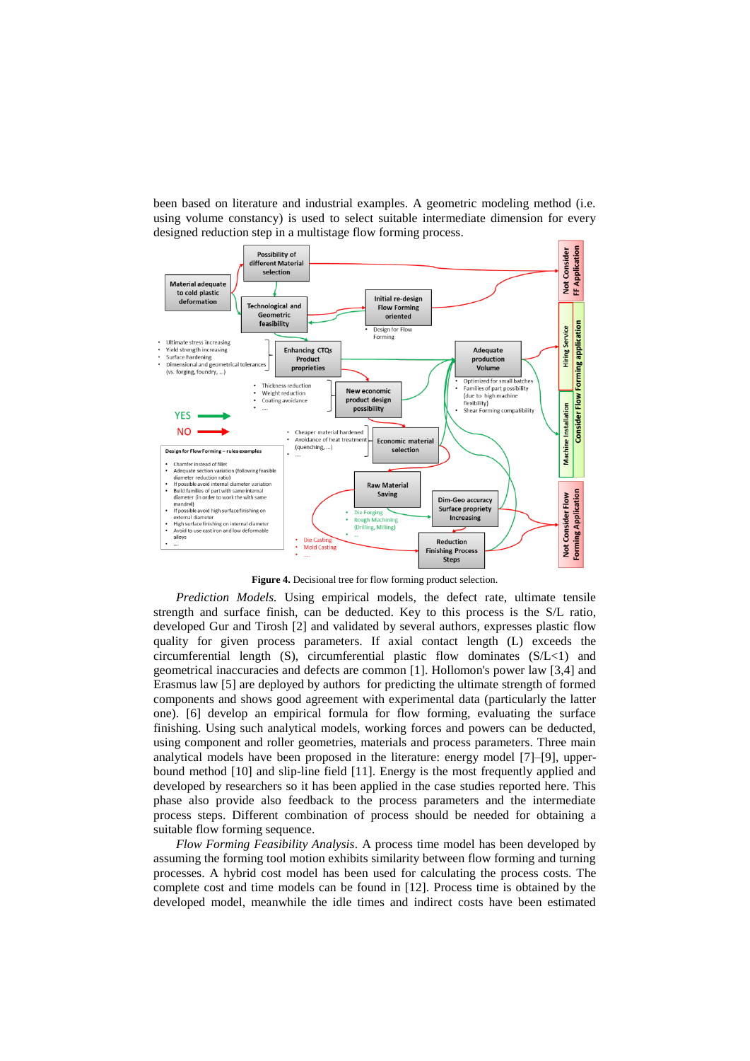been based on literature and industrial examples. A geometric modeling method (i.e. using volume constancy) is used to select suitable intermediate dimension for every designed reduction step in a multistage flow forming process.

**Figure 4.** Decisional tree for flow forming product selection.

*Prediction Models.* Using empirical models, the defect rate, ultimate tensile strength and surface finish, can be deducted. Key to this process is the S/L ratio, developed Gur and Tirosh [2] and validated by several authors, expresses plastic flow quality for given process parameters. If axial contact length (L) exceeds the circumferential length (S), circumferential plastic flow dominates (S/L<1) and geometrical inaccuracies and defects are common [1]. Hollomon's power law [3,4] and Erasmus law [5] are deployed by authors for predicting the ultimate strength of formed components and shows good agreement with experimental data (particularly the latter one). [6] develop an empirical formula for flow forming, evaluating the surface finishing. Using such analytical models, working forces and powers can be deducted, using component and roller geometries, materials and process parameters. Three main analytical models have been proposed in the literature: energy model [7]–[9], upper-bound method [10] and slip-line field [11]. Energy is the most frequently applied and developed by researchers so it has been applied in the case studies reported here. This phase also provide also feedback to the process parameters and the intermediate process steps. Different combination of process should be needed for obtaining a suitable flow forming sequence.

*Flow Forming Feasibility Analysis*. A process time model has been developed by assuming the forming tool motion exhibits similarity between flow forming and turning processes. A hybrid cost model has been used for calculating the process costs. The complete cost and time models can be found in [12]. Process time is obtained by the developed model, meanwhile the idle times and indirect costs have been estimated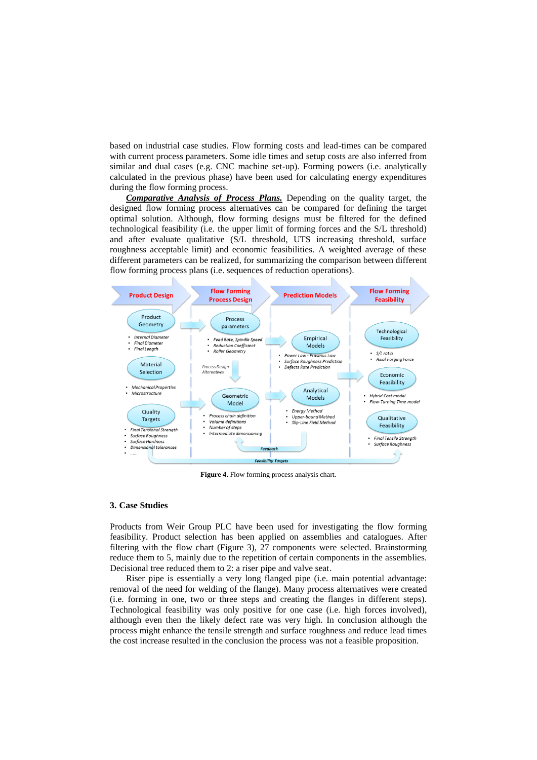based on industrial case studies. Flow forming costs and lead-times can be compared with current process parameters. Some idle times and setup costs are also inferred from similar and dual cases (e.g. CNC machine set-up). Forming powers (i.e. analytically calculated in the previous phase) have been used for calculating energy expenditures during the flow forming process.

***Comparative Analysis of Process Plans.*** Depending on the quality target, the designed flow forming process alternatives can be compared for defining the target optimal solution. Although, flow forming designs must be filtered for the defined technological feasibility (i.e. the upper limit of forming forces and the S/L threshold) and after evaluate qualitative (S/L threshold, UTS increasing threshold, surface roughness acceptable limit) and economic feasibilities. A weighted average of these different parameters can be realized, for summarizing the comparison between different flow forming process plans (i.e. sequences of reduction operations).

**Figure 4.** Flow forming process analysis chart.

## 3. Case Studies

Products from Weir Group PLC have been used for investigating the flow forming feasibility. Product selection has been applied on assemblies and catalogues. After filtering with the flow chart (Figure 3), 27 components were selected. Brainstorming reduce them to 5, mainly due to the repetition of certain components in the assemblies. Decisional tree reduced them to 2: a riser pipe and valve seat.

Riser pipe is essentially a very long flanged pipe (i.e. main potential advantage: removal of the need for welding of the flange). Many process alternatives were created (i.e. forming in one, two or three steps and creating the flanges in different steps). Technological feasibility was only positive for one case (i.e. high forces involved), although even then the likely defect rate was very high. In conclusion although the process might enhance the tensile strength and surface roughness and reduce lead times the cost increase resulted in the conclusion the process was not a feasible proposition.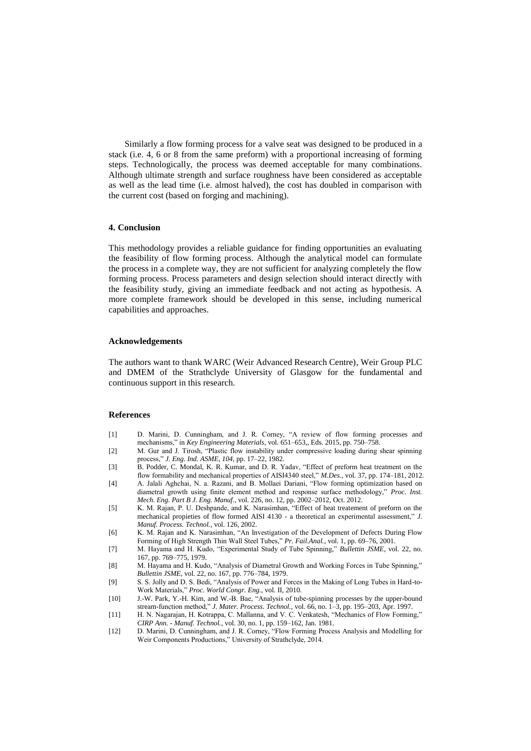Similarly a flow forming process for a valve seat was designed to be produced in a stack (i.e. 4, 6 or 8 from the same preform) with a proportional increasing of forming steps. Technologically, the process was deemed acceptable for many combinations. Although ultimate strength and surface roughness have been considered as acceptable as well as the lead time (i.e. almost halved), the cost has doubled in comparison with the current cost (based on forging and machining).

## 4. Conclusion

This methodology provides a reliable guidance for finding opportunities an evaluating the feasibility of flow forming process. Although the analytical model can formulate the process in a complete way, they are not sufficient for analyzing completely the flow forming process. Process parameters and design selection should interact directly with the feasibility study, giving an immediate feedback and not acting as hypothesis. A more complete framework should be developed in this sense, including numerical capabilities and approaches.

## Acknowledgements

The authors want to thank WARC (Weir Advanced Research Centre), Weir Group PLC and DMEM of the Strathclyde University of Glasgow for the fundamental and continuous support in this research.

## References

[1] D. Marini, D. Cunningham, and J. R. Corney, "A review of flow forming processes and mechanisms," in *Key Engineering Materials*, vol. 651–653,, Eds. 2015, pp. 750–758.

[2] M. Gur and J. Tirosh, "Plastic flow instability under compressive loading during shear spinning process," *J. Eng. Ind. ASME, 104*, pp. 17–22, 1982.

[3] B. Podder, C. Mondal, K. R. Kumar, and D. R. Yadav, "Effect of preform heat treatment on the flow formability and mechanical properties of AISI4340 steel," *M.Des.*, vol. 37, pp. 174–181, 2012.

[4] A. Jalali Aghchai, N. a. Razani, and B. Mollaei Dariani, "Flow forming optimization based on diametral growth using finite element method and response surface methodology," *Proc. Inst. Mech. Eng. Part B J. Eng. Manuf.*, vol. 226, no. 12, pp. 2002–2012, Oct. 2012.

[5] K. M. Rajan, P. U. Deshpande, and K. Narasimhan, "Effect of heat treatement of preform on the mechanical propieties of flow formed AISI 4130 - a theoretical an experimental assessment," *J. Manuf. Process. Technol.*, vol. 126, 2002.

[6] K. M. Rajan and K. Narasimhan, "An Investigation of the Development of Defects During Flow Forming of High Strength Thin Wall Steel Tubes," *Pr. Fail.Anal.*, vol. 1, pp. 69–76, 2001.

[7] M. Hayama and H. Kudo, "Experimental Study of Tube Spinning," *Bullettin JSME*, vol. 22, no. 167, pp. 769–775, 1979.

[8] M. Hayama and H. Kudo, "Analysis of Diametral Growth and Working Forces in Tube Spinning," *Bullettin JSME*, vol. 22, no. 167, pp. 776–784, 1979.

[9] S. S. Jolly and D. S. Bedi, "Analysis of Power and Forces in the Making of Long Tubes in Hard-to-Work Materials," *Proc. World Congr. Eng.*, vol. II, 2010.

[10] J.-W. Park, Y.-H. Kim, and W.-B. Bae, "Analysis of tube-spinning processes by the upper-bound stream-function method," *J. Mater. Process. Technol.*, vol. 66, no. 1–3, pp. 195–203, Apr. 1997.

[11] H. N. Nagarajan, H. Kotrappa, C. Mallanna, and V. C. Venkatesh, "Mechanics of Flow Forming," *CIRP Ann. - Manuf. Technol.*, vol. 30, no. 1, pp. 159–162, Jan. 1981.

[12] D. Marini, D. Cunningham, and J. R. Corney, "Flow Forming Process Analysis and Modelling for Weir Components Productions," University of Strathclyde, 2014.